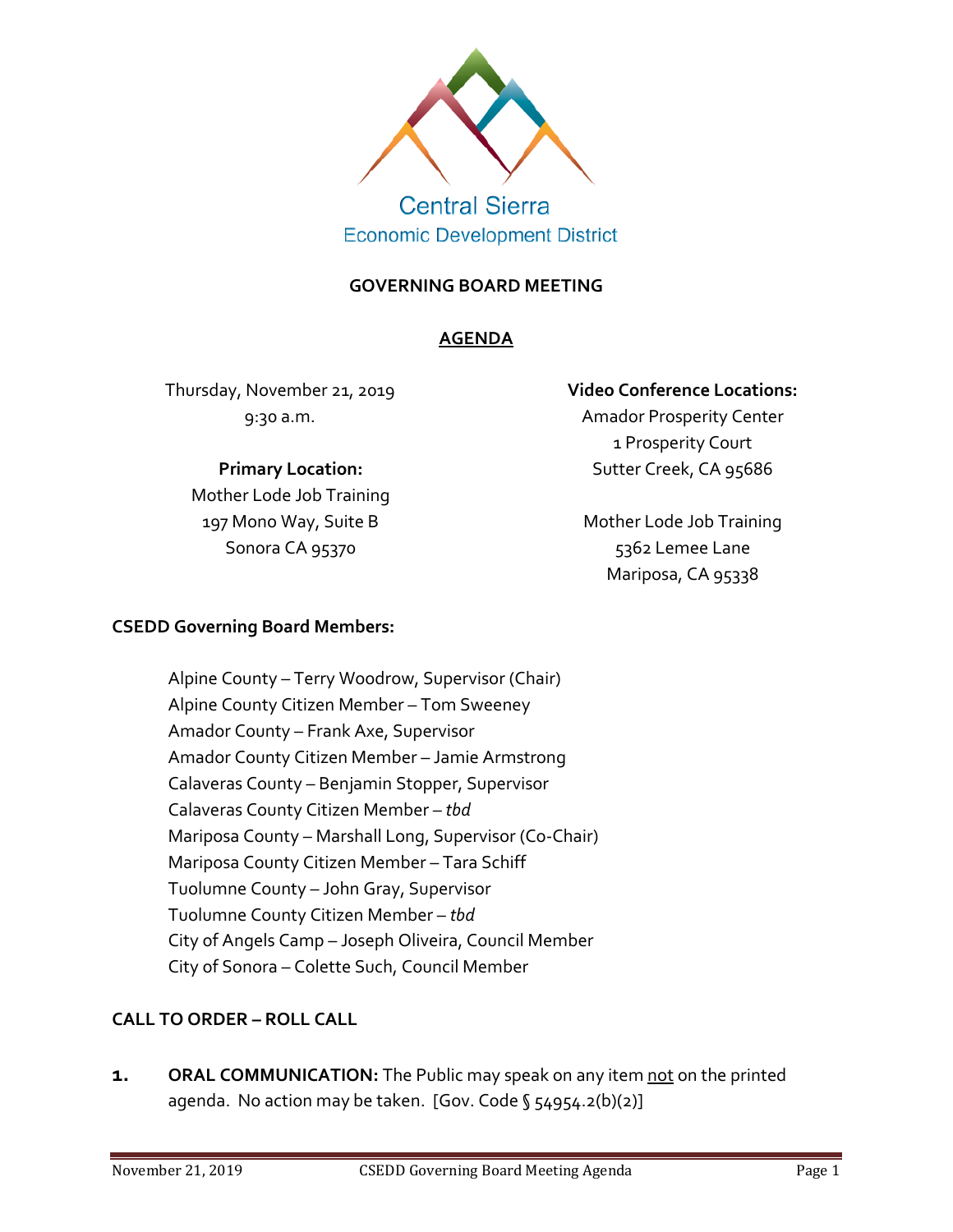Central Sierra
Economic Development District

# GOVERNING BOARD MEETING

## AGENDA

Thursday, November 21, 2019
9:30 a.m.

**Primary Location:**
Mother Lode Job Training
197 Mono Way, Suite B
Sonora CA 95370

**Video Conference Locations:**
Amador Prosperity Center
1 Prosperity Court
Sutter Creek, CA 95686

Mother Lode Job Training
5362 Lemee Lane
Mariposa, CA 95338

**CSEDD Governing Board Members:**

Alpine County – Terry Woodrow, Supervisor (Chair)
Alpine County Citizen Member – Tom Sweeney
Amador County – Frank Axe, Supervisor
Amador County Citizen Member – Jamie Armstrong
Calaveras County – Benjamin Stopper, Supervisor
Calaveras County Citizen Member – *tbd*
Mariposa County – Marshall Long, Supervisor (Co-Chair)
Mariposa County Citizen Member – Tara Schiff
Tuolumne County – John Gray, Supervisor
Tuolumne County Citizen Member – *tbd*
City of Angels Camp – Joseph Oliveira, Council Member
City of Sonora – Colette Such, Council Member

**CALL TO ORDER – ROLL CALL**

**1. ORAL COMMUNICATION:** The Public may speak on any item <u>not</u> on the printed agenda. No action may be taken. [Gov. Code § 54954.2(b)(2)]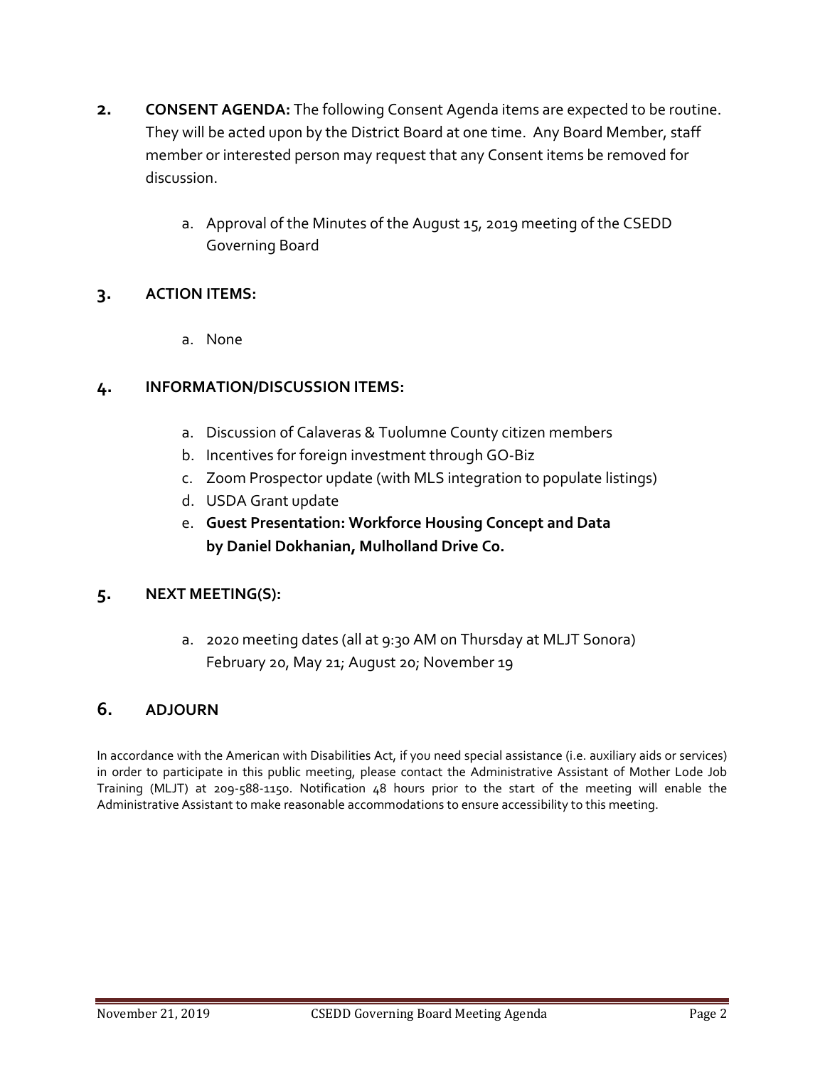2. **CONSENT AGENDA:** The following Consent Agenda items are expected to be routine. They will be acted upon by the District Board at one time. Any Board Member, staff member or interested person may request that any Consent items be removed for discussion.

   a. Approval of the Minutes of the August 15, 2019 meeting of the CSEDD Governing Board

3. **ACTION ITEMS:**

   a. None

4. **INFORMATION/DISCUSSION ITEMS:**

   a. Discussion of Calaveras & Tuolumne County citizen members
   b. Incentives for foreign investment through GO-Biz
   c. Zoom Prospector update (with MLS integration to populate listings)
   d. USDA Grant update
   e. **Guest Presentation: Workforce Housing Concept and Data by Daniel Dokhanian, Mulholland Drive Co.**

5. **NEXT MEETING(S):**

   a. 2020 meeting dates (all at 9:30 AM on Thursday at MLJT Sonora) February 20, May 21; August 20; November 19

6. **ADJOURN**

In accordance with the American with Disabilities Act, if you need special assistance (i.e. auxiliary aids or services) in order to participate in this public meeting, please contact the Administrative Assistant of Mother Lode Job Training (MLJT) at 209-588-1150. Notification 48 hours prior to the start of the meeting will enable the Administrative Assistant to make reasonable accommodations to ensure accessibility to this meeting.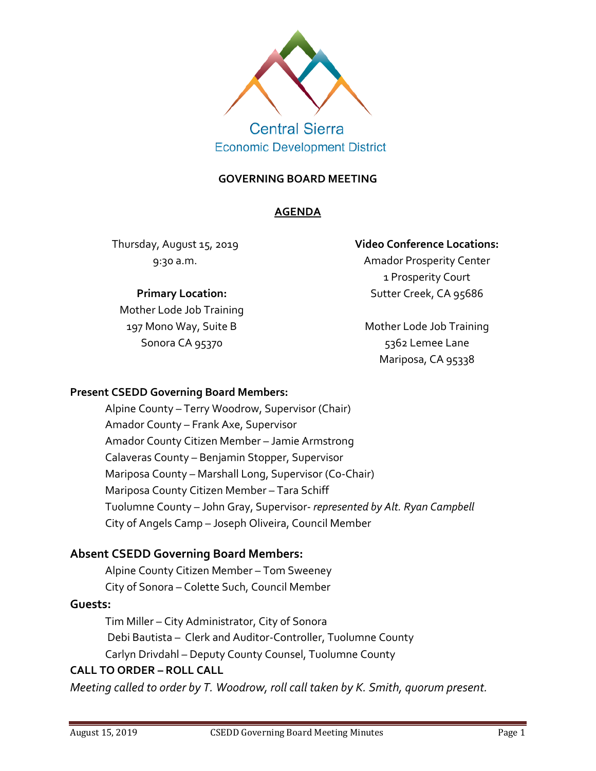**GOVERNING BOARD MEETING**

**AGENDA**

Thursday, August 15, 2019
9:30 a.m.

**Primary Location:**
Mother Lode Job Training
197 Mono Way, Suite B
Sonora CA 95370

**Video Conference Locations:**
Amador Prosperity Center
1 Prosperity Court
Sutter Creek, CA 95686

Mother Lode Job Training
5362 Lemee Lane
Mariposa, CA 95338

**Present CSEDD Governing Board Members:**

Alpine County – Terry Woodrow, Supervisor (Chair)
Amador County – Frank Axe, Supervisor
Amador County Citizen Member – Jamie Armstrong
Calaveras County – Benjamin Stopper, Supervisor
Mariposa County – Marshall Long, Supervisor (Co-Chair)
Mariposa County Citizen Member – Tara Schiff
Tuolumne County – John Gray, Supervisor- *represented by Alt. Ryan Campbell*
City of Angels Camp – Joseph Oliveira, Council Member

**Absent CSEDD Governing Board Members:**

Alpine County Citizen Member – Tom Sweeney
City of Sonora – Colette Such, Council Member

**Guests:**

Tim Miller – City Administrator, City of Sonora
Debi Bautista – Clerk and Auditor-Controller, Tuolumne County
Carlyn Drivdahl – Deputy County Counsel, Tuolumne County

**CALL TO ORDER – ROLL CALL**

*Meeting called to order by T. Woodrow, roll call taken by K. Smith, quorum present.*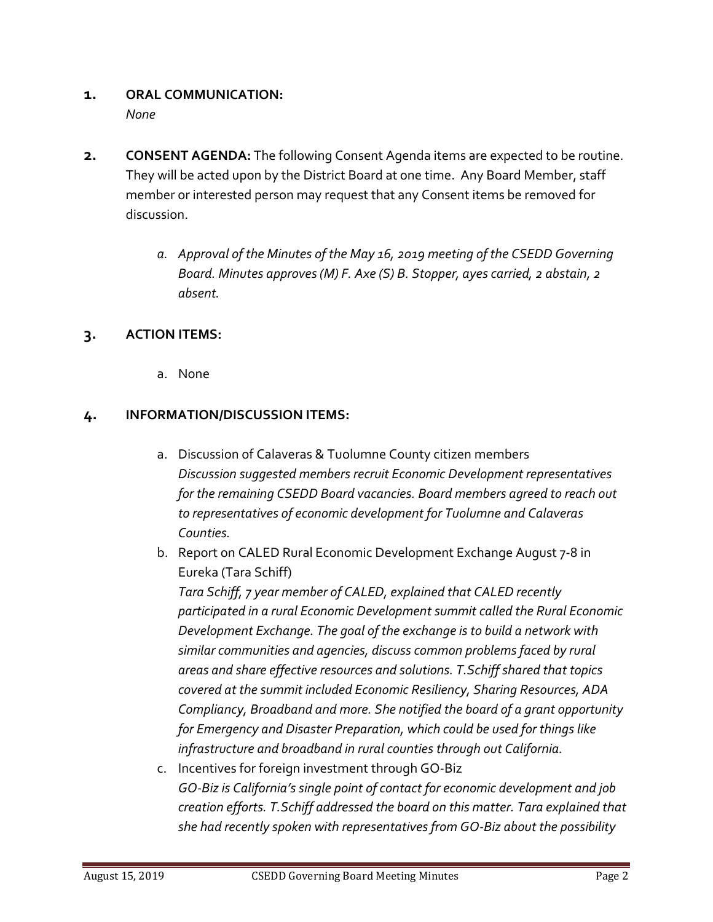**1. ORAL COMMUNICATION:**

*None*

**2. CONSENT AGENDA:** The following Consent Agenda items are expected to be routine. They will be acted upon by the District Board at one time. Any Board Member, staff member or interested person may request that any Consent items be removed for discussion.

   *a. Approval of the Minutes of the May 16, 2019 meeting of the CSEDD Governing Board. Minutes approves (M) F. Axe (S) B. Stopper, ayes carried, 2 abstain, 2 absent.*

**3. ACTION ITEMS:**

   a. None

**4. INFORMATION/DISCUSSION ITEMS:**

   a. Discussion of Calaveras & Tuolumne County citizen members
   *Discussion suggested members recruit Economic Development representatives for the remaining CSEDD Board vacancies. Board members agreed to reach out to representatives of economic development for Tuolumne and Calaveras Counties.*

   b. Report on CALED Rural Economic Development Exchange August 7-8 in Eureka (Tara Schiff)
   *Tara Schiff, 7 year member of CALED, explained that CALED recently participated in a rural Economic Development summit called the Rural Economic Development Exchange. The goal of the exchange is to build a network with similar communities and agencies, discuss common problems faced by rural areas and share effective resources and solutions. T.Schiff shared that topics covered at the summit included Economic Resiliency, Sharing Resources, ADA Compliancy, Broadband and more. She notified the board of a grant opportunity for Emergency and Disaster Preparation, which could be used for things like infrastructure and broadband in rural counties through out California.*

   c. Incentives for foreign investment through GO-Biz
   *GO-Biz is California's single point of contact for economic development and job creation efforts. T.Schiff addressed the board on this matter. Tara explained that she had recently spoken with representatives from GO-Biz about the possibility*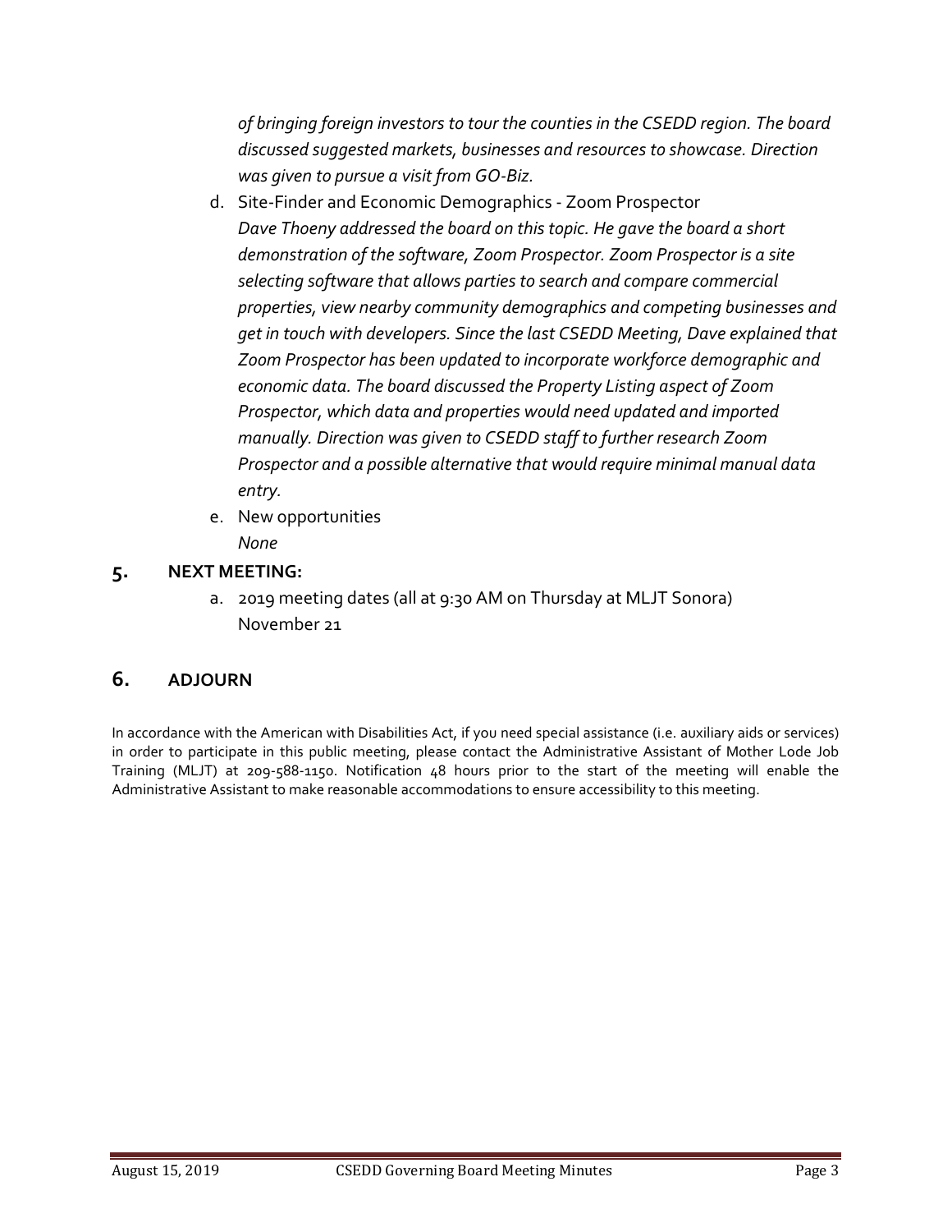*of bringing foreign investors to tour the counties in the CSEDD region. The board discussed suggested markets, businesses and resources to showcase. Direction was given to pursue a visit from GO-Biz.*

d. Site-Finder and Economic Demographics - Zoom Prospector
*Dave Thoeny addressed the board on this topic. He gave the board a short demonstration of the software, Zoom Prospector. Zoom Prospector is a site selecting software that allows parties to search and compare commercial properties, view nearby community demographics and competing businesses and get in touch with developers. Since the last CSEDD Meeting, Dave explained that Zoom Prospector has been updated to incorporate workforce demographic and economic data. The board discussed the Property Listing aspect of Zoom Prospector, which data and properties would need updated and imported manually. Direction was given to CSEDD staff to further research Zoom Prospector and a possible alternative that would require minimal manual data entry.*

e. New opportunities
*None*

## 5. NEXT MEETING:

a. 2019 meeting dates (all at 9:30 AM on Thursday at MLJT Sonora)
November 21

## 6. ADJOURN

In accordance with the American with Disabilities Act, if you need special assistance (i.e. auxiliary aids or services) in order to participate in this public meeting, please contact the Administrative Assistant of Mother Lode Job Training (MLJT) at 209-588-1150. Notification 48 hours prior to the start of the meeting will enable the Administrative Assistant to make reasonable accommodations to ensure accessibility to this meeting.